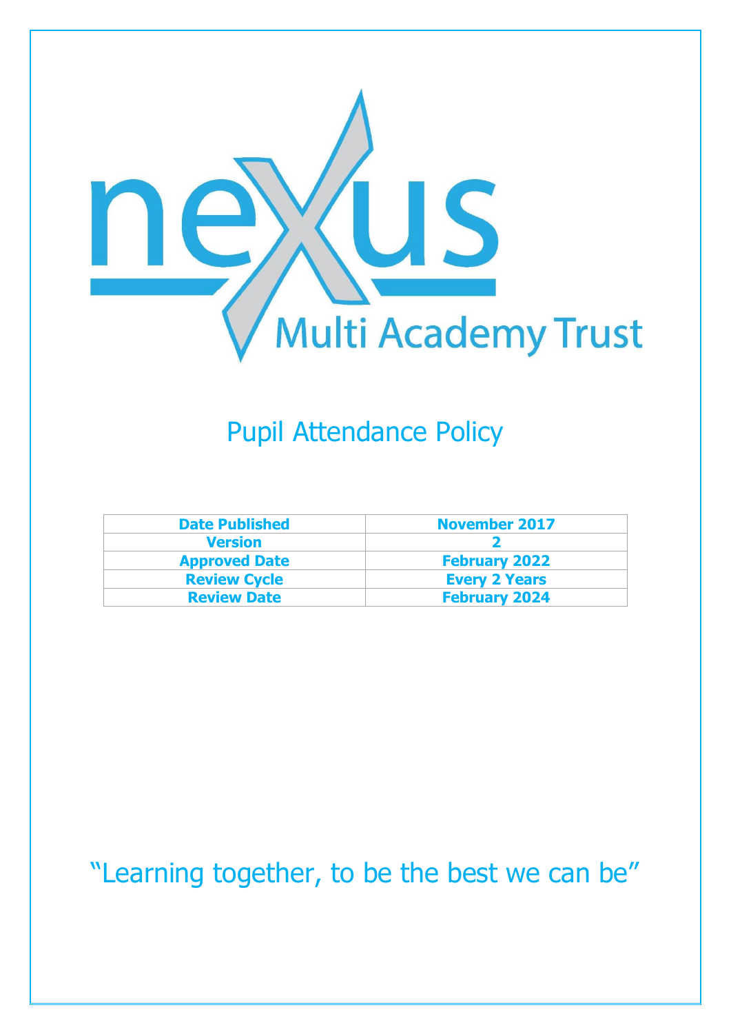# nexus Multi Academy Trust

## Pupil Attendance Policy

| Date Published | November 2017 |
|---|---|
| Version | 2 |
| Approved Date | February 2022 |
| Review Cycle | Every 2 Years |
| Review Date | February 2024 |

"Learning together, to be the best we can be"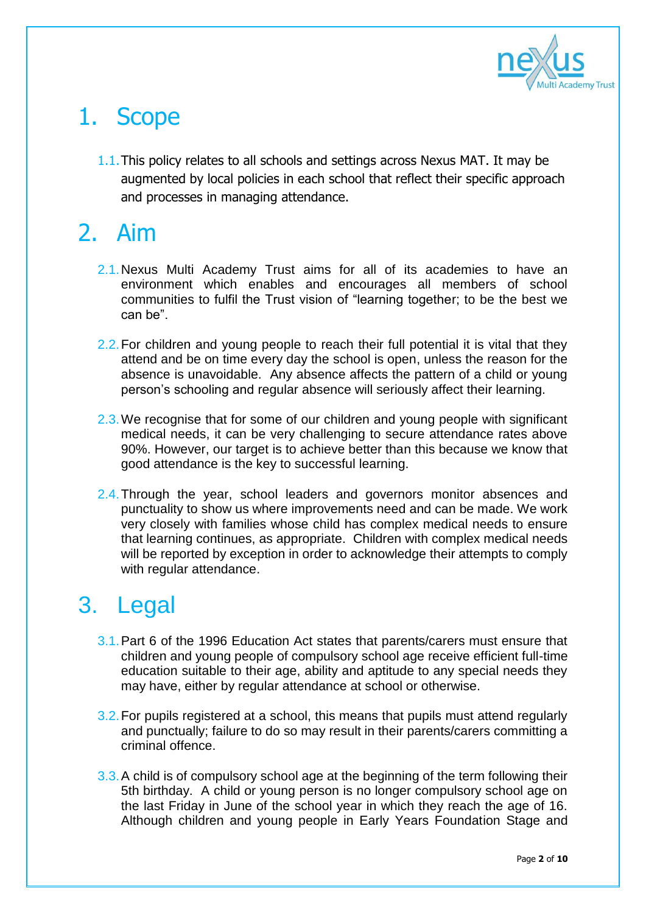# 1. Scope

1.1. This policy relates to all schools and settings across Nexus MAT. It may be augmented by local policies in each school that reflect their specific approach and processes in managing attendance.

# 2. Aim

2.1. Nexus Multi Academy Trust aims for all of its academies to have an environment which enables and encourages all members of school communities to fulfil the Trust vision of "learning together; to be the best we can be".

2.2. For children and young people to reach their full potential it is vital that they attend and be on time every day the school is open, unless the reason for the absence is unavoidable. Any absence affects the pattern of a child or young person's schooling and regular absence will seriously affect their learning.

2.3. We recognise that for some of our children and young people with significant medical needs, it can be very challenging to secure attendance rates above 90%. However, our target is to achieve better than this because we know that good attendance is the key to successful learning.

2.4. Through the year, school leaders and governors monitor absences and punctuality to show us where improvements need and can be made. We work very closely with families whose child has complex medical needs to ensure that learning continues, as appropriate. Children with complex medical needs will be reported by exception in order to acknowledge their attempts to comply with regular attendance.

# 3. Legal

3.1. Part 6 of the 1996 Education Act states that parents/carers must ensure that children and young people of compulsory school age receive efficient full-time education suitable to their age, ability and aptitude to any special needs they may have, either by regular attendance at school or otherwise.

3.2. For pupils registered at a school, this means that pupils must attend regularly and punctually; failure to do so may result in their parents/carers committing a criminal offence.

3.3. A child is of compulsory school age at the beginning of the term following their 5th birthday. A child or young person is no longer compulsory school age on the last Friday in June of the school year in which they reach the age of 16. Although children and young people in Early Years Foundation Stage and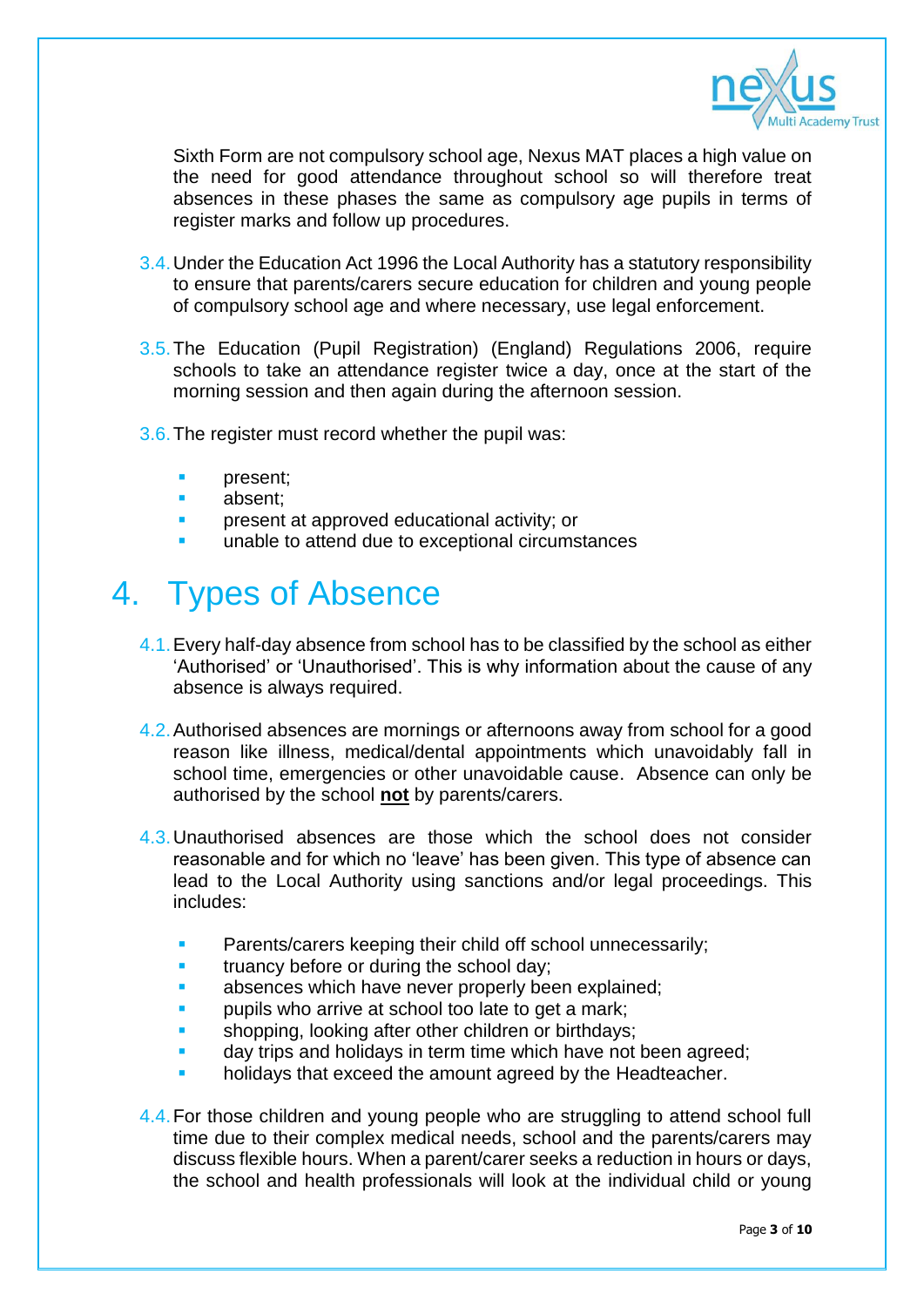Sixth Form are not compulsory school age, Nexus MAT places a high value on the need for good attendance throughout school so will therefore treat absences in these phases the same as compulsory age pupils in terms of register marks and follow up procedures.

3.4. Under the Education Act 1996 the Local Authority has a statutory responsibility to ensure that parents/carers secure education for children and young people of compulsory school age and where necessary, use legal enforcement.

3.5. The Education (Pupil Registration) (England) Regulations 2006, require schools to take an attendance register twice a day, once at the start of the morning session and then again during the afternoon session.

3.6. The register must record whether the pupil was:

- present;
- absent;
- present at approved educational activity; or
- unable to attend due to exceptional circumstances

# 4. Types of Absence

4.1. Every half-day absence from school has to be classified by the school as either 'Authorised' or 'Unauthorised'. This is why information about the cause of any absence is always required.

4.2. Authorised absences are mornings or afternoons away from school for a good reason like illness, medical/dental appointments which unavoidably fall in school time, emergencies or other unavoidable cause. Absence can only be authorised by the school **not** by parents/carers.

4.3. Unauthorised absences are those which the school does not consider reasonable and for which no 'leave' has been given. This type of absence can lead to the Local Authority using sanctions and/or legal proceedings. This includes:

- Parents/carers keeping their child off school unnecessarily;
- truancy before or during the school day;
- absences which have never properly been explained;
- pupils who arrive at school too late to get a mark;
- shopping, looking after other children or birthdays;
- day trips and holidays in term time which have not been agreed;
- holidays that exceed the amount agreed by the Headteacher.

4.4. For those children and young people who are struggling to attend school full time due to their complex medical needs, school and the parents/carers may discuss flexible hours. When a parent/carer seeks a reduction in hours or days, the school and health professionals will look at the individual child or young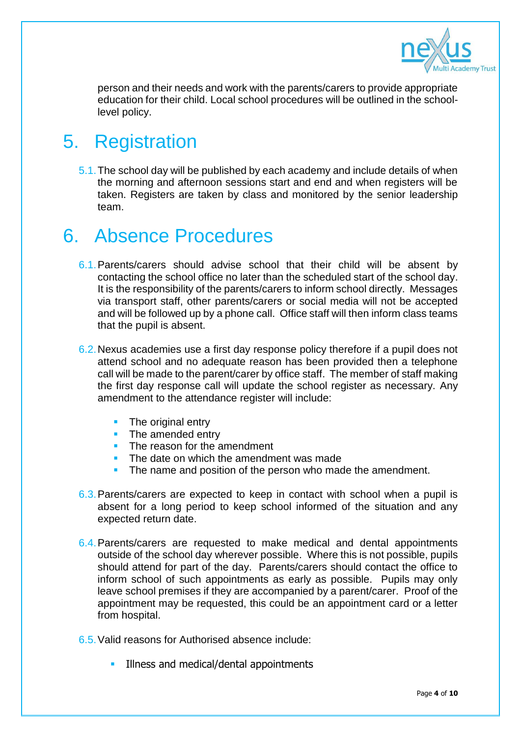person and their needs and work with the parents/carers to provide appropriate education for their child. Local school procedures will be outlined in the school-level policy.

# 5. Registration

5.1. The school day will be published by each academy and include details of when the morning and afternoon sessions start and end and when registers will be taken. Registers are taken by class and monitored by the senior leadership team.

# 6. Absence Procedures

6.1. Parents/carers should advise school that their child will be absent by contacting the school office no later than the scheduled start of the school day. It is the responsibility of the parents/carers to inform school directly. Messages via transport staff, other parents/carers or social media will not be accepted and will be followed up by a phone call. Office staff will then inform class teams that the pupil is absent.

6.2. Nexus academies use a first day response policy therefore if a pupil does not attend school and no adequate reason has been provided then a telephone call will be made to the parent/carer by office staff. The member of staff making the first day response call will update the school register as necessary. Any amendment to the attendance register will include:

- The original entry
- The amended entry
- The reason for the amendment
- The date on which the amendment was made
- The name and position of the person who made the amendment.

6.3. Parents/carers are expected to keep in contact with school when a pupil is absent for a long period to keep school informed of the situation and any expected return date.

6.4. Parents/carers are requested to make medical and dental appointments outside of the school day wherever possible. Where this is not possible, pupils should attend for part of the day. Parents/carers should contact the office to inform school of such appointments as early as possible. Pupils may only leave school premises if they are accompanied by a parent/carer. Proof of the appointment may be requested, this could be an appointment card or a letter from hospital.

6.5. Valid reasons for Authorised absence include:

- Illness and medical/dental appointments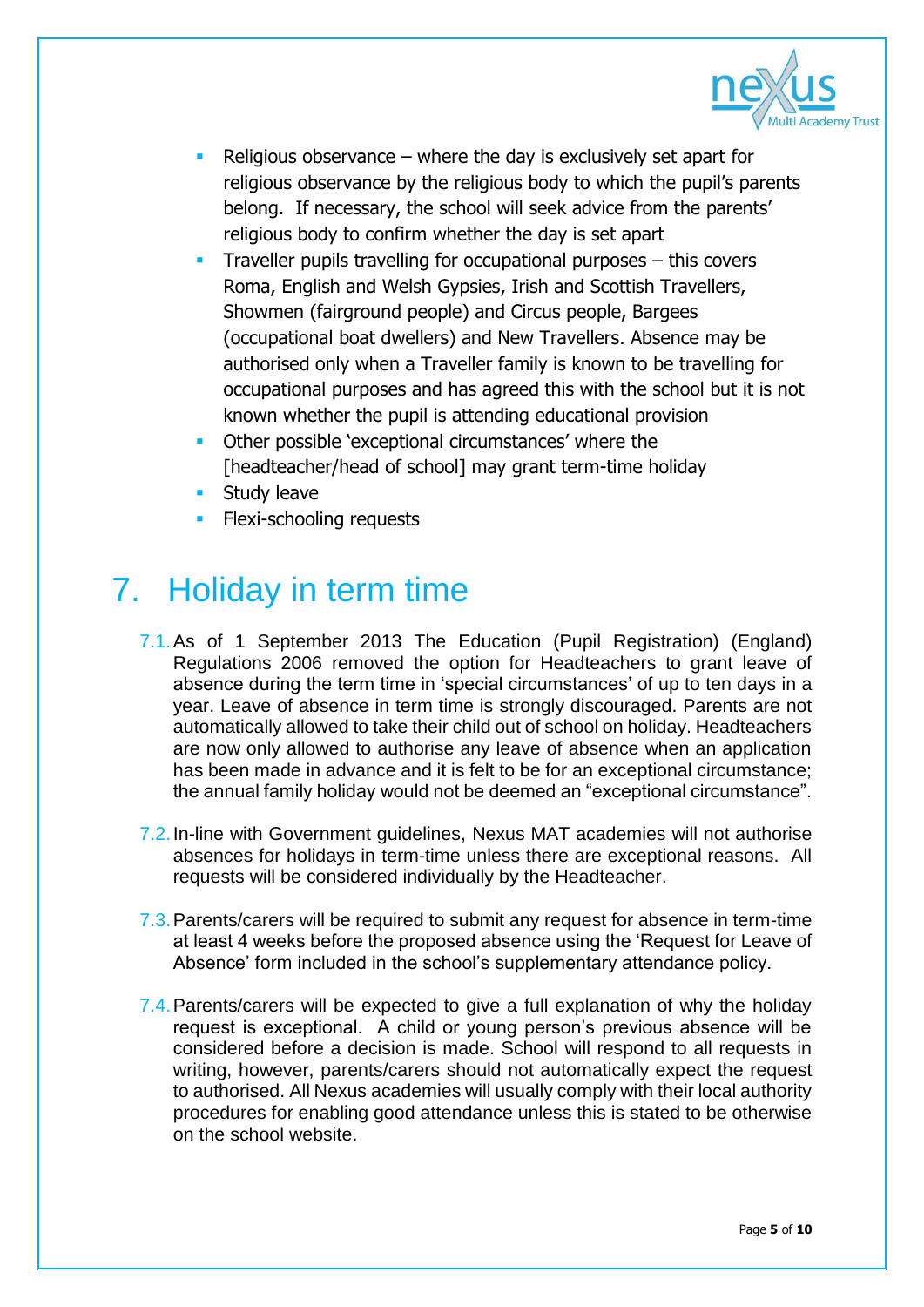- Religious observance – where the day is exclusively set apart for religious observance by the religious body to which the pupil's parents belong. If necessary, the school will seek advice from the parents' religious body to confirm whether the day is set apart
- Traveller pupils travelling for occupational purposes – this covers Roma, English and Welsh Gypsies, Irish and Scottish Travellers, Showmen (fairground people) and Circus people, Bargees (occupational boat dwellers) and New Travellers. Absence may be authorised only when a Traveller family is known to be travelling for occupational purposes and has agreed this with the school but it is not known whether the pupil is attending educational provision
- Other possible 'exceptional circumstances' where the [headteacher/head of school] may grant term-time holiday
- Study leave
- Flexi-schooling requests

# 7. Holiday in term time

7.1. As of 1 September 2013 The Education (Pupil Registration) (England) Regulations 2006 removed the option for Headteachers to grant leave of absence during the term time in 'special circumstances' of up to ten days in a year. Leave of absence in term time is strongly discouraged. Parents are not automatically allowed to take their child out of school on holiday. Headteachers are now only allowed to authorise any leave of absence when an application has been made in advance and it is felt to be for an exceptional circumstance; the annual family holiday would not be deemed an "exceptional circumstance".

7.2. In-line with Government guidelines, Nexus MAT academies will not authorise absences for holidays in term-time unless there are exceptional reasons. All requests will be considered individually by the Headteacher.

7.3. Parents/carers will be required to submit any request for absence in term-time at least 4 weeks before the proposed absence using the 'Request for Leave of Absence' form included in the school's supplementary attendance policy.

7.4. Parents/carers will be expected to give a full explanation of why the holiday request is exceptional. A child or young person's previous absence will be considered before a decision is made. School will respond to all requests in writing, however, parents/carers should not automatically expect the request to authorised. All Nexus academies will usually comply with their local authority procedures for enabling good attendance unless this is stated to be otherwise on the school website.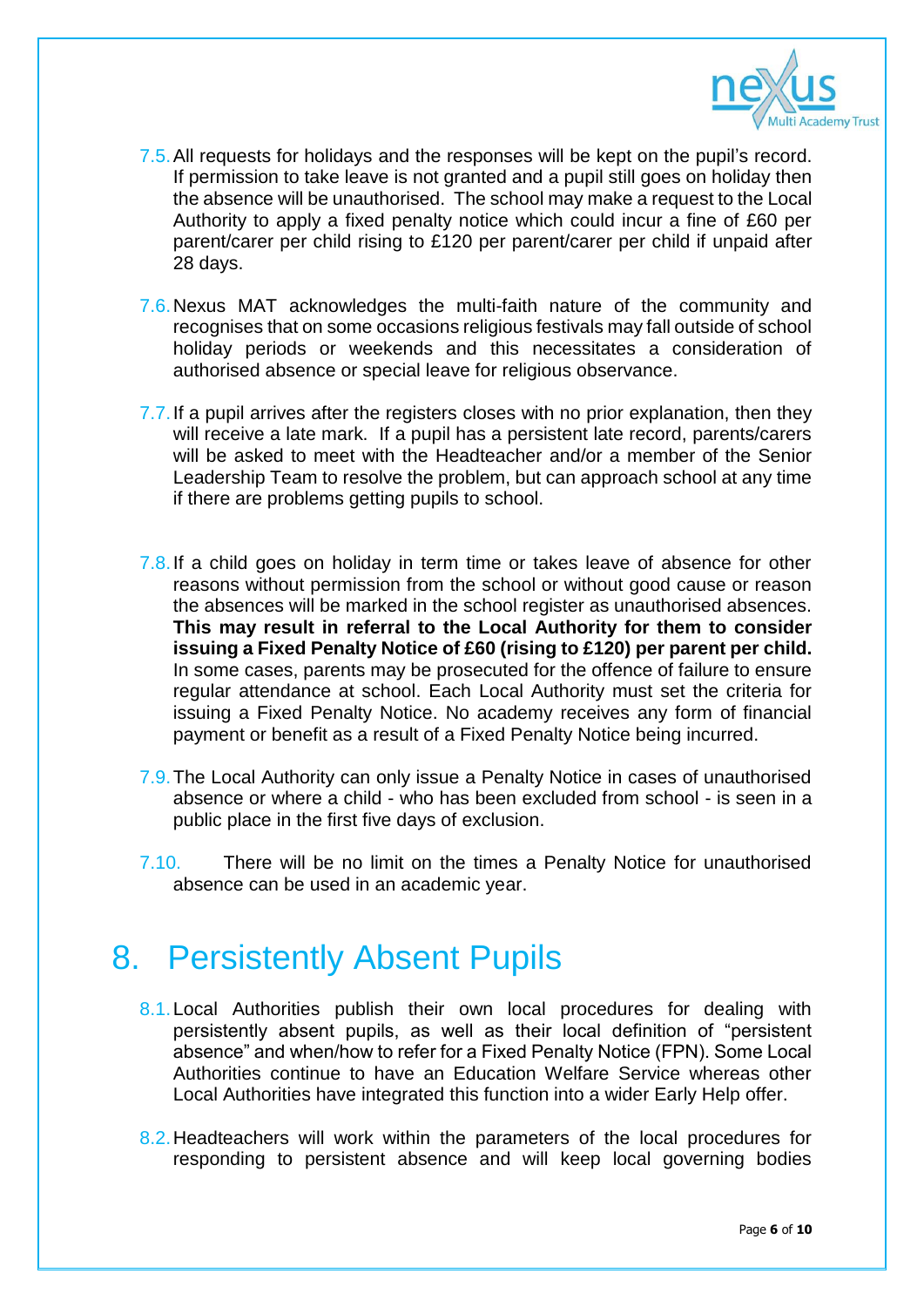7.5. All requests for holidays and the responses will be kept on the pupil's record. If permission to take leave is not granted and a pupil still goes on holiday then the absence will be unauthorised. The school may make a request to the Local Authority to apply a fixed penalty notice which could incur a fine of £60 per parent/carer per child rising to £120 per parent/carer per child if unpaid after 28 days.

7.6. Nexus MAT acknowledges the multi-faith nature of the community and recognises that on some occasions religious festivals may fall outside of school holiday periods or weekends and this necessitates a consideration of authorised absence or special leave for religious observance.

7.7. If a pupil arrives after the registers closes with no prior explanation, then they will receive a late mark. If a pupil has a persistent late record, parents/carers will be asked to meet with the Headteacher and/or a member of the Senior Leadership Team to resolve the problem, but can approach school at any time if there are problems getting pupils to school.

7.8. If a child goes on holiday in term time or takes leave of absence for other reasons without permission from the school or without good cause or reason the absences will be marked in the school register as unauthorised absences. **This may result in referral to the Local Authority for them to consider issuing a Fixed Penalty Notice of £60 (rising to £120) per parent per child.** In some cases, parents may be prosecuted for the offence of failure to ensure regular attendance at school. Each Local Authority must set the criteria for issuing a Fixed Penalty Notice. No academy receives any form of financial payment or benefit as a result of a Fixed Penalty Notice being incurred.

7.9. The Local Authority can only issue a Penalty Notice in cases of unauthorised absence or where a child - who has been excluded from school - is seen in a public place in the first five days of exclusion.

7.10. There will be no limit on the times a Penalty Notice for unauthorised absence can be used in an academic year.

# 8. Persistently Absent Pupils

8.1. Local Authorities publish their own local procedures for dealing with persistently absent pupils, as well as their local definition of "persistent absence" and when/how to refer for a Fixed Penalty Notice (FPN). Some Local Authorities continue to have an Education Welfare Service whereas other Local Authorities have integrated this function into a wider Early Help offer.

8.2. Headteachers will work within the parameters of the local procedures for responding to persistent absence and will keep local governing bodies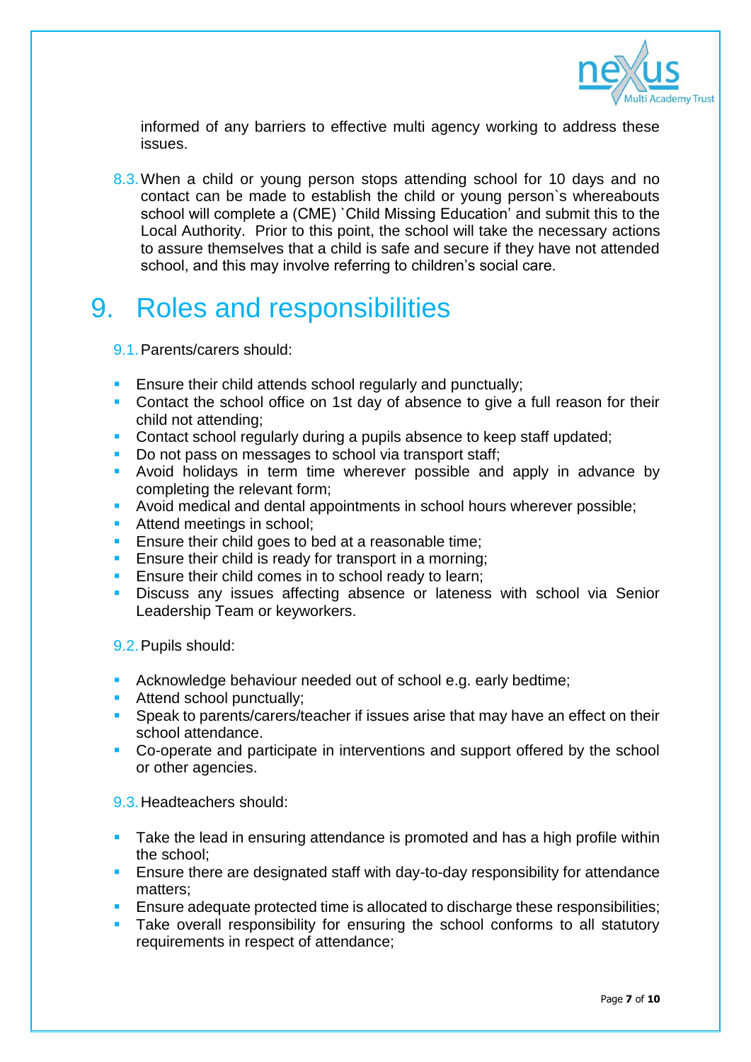informed of any barriers to effective multi agency working to address these issues.

8.3. When a child or young person stops attending school for 10 days and no contact can be made to establish the child or young person`s whereabouts school will complete a (CME) `Child Missing Education' and submit this to the Local Authority. Prior to this point, the school will take the necessary actions to assure themselves that a child is safe and secure if they have not attended school, and this may involve referring to children's social care.

# 9. Roles and responsibilities

9.1. Parents/carers should:

- Ensure their child attends school regularly and punctually;
- Contact the school office on 1st day of absence to give a full reason for their child not attending;
- Contact school regularly during a pupils absence to keep staff updated;
- Do not pass on messages to school via transport staff;
- Avoid holidays in term time wherever possible and apply in advance by completing the relevant form;
- Avoid medical and dental appointments in school hours wherever possible;
- Attend meetings in school;
- Ensure their child goes to bed at a reasonable time;
- Ensure their child is ready for transport in a morning;
- Ensure their child comes in to school ready to learn;
- Discuss any issues affecting absence or lateness with school via Senior Leadership Team or keyworkers.

9.2. Pupils should:

- Acknowledge behaviour needed out of school e.g. early bedtime;
- Attend school punctually;
- Speak to parents/carers/teacher if issues arise that may have an effect on their school attendance.
- Co-operate and participate in interventions and support offered by the school or other agencies.

9.3. Headteachers should:

- Take the lead in ensuring attendance is promoted and has a high profile within the school;
- Ensure there are designated staff with day-to-day responsibility for attendance matters;
- Ensure adequate protected time is allocated to discharge these responsibilities;
- Take overall responsibility for ensuring the school conforms to all statutory requirements in respect of attendance;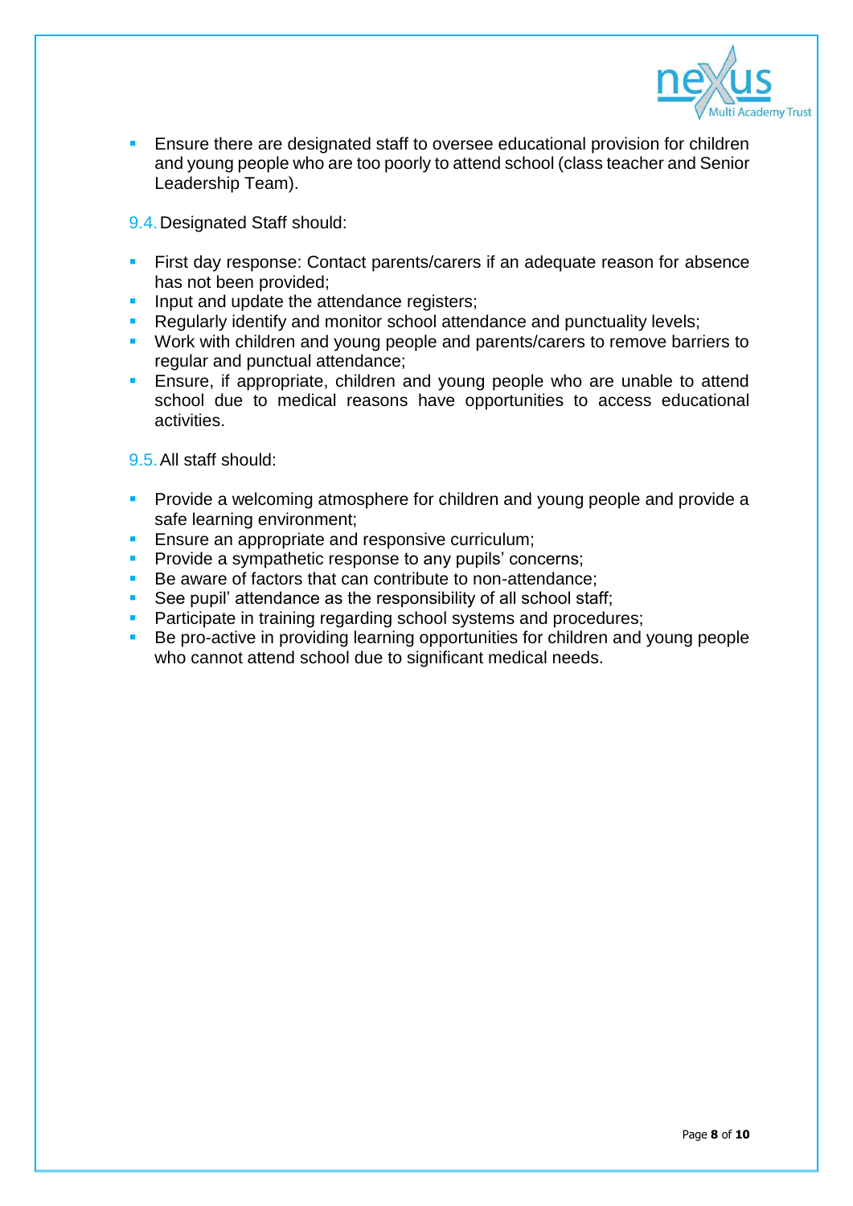- Ensure there are designated staff to oversee educational provision for children and young people who are too poorly to attend school (class teacher and Senior Leadership Team).

9.4. Designated Staff should:

- First day response: Contact parents/carers if an adequate reason for absence has not been provided;
- Input and update the attendance registers;
- Regularly identify and monitor school attendance and punctuality levels;
- Work with children and young people and parents/carers to remove barriers to regular and punctual attendance;
- Ensure, if appropriate, children and young people who are unable to attend school due to medical reasons have opportunities to access educational activities.

9.5. All staff should:

- Provide a welcoming atmosphere for children and young people and provide a safe learning environment;
- Ensure an appropriate and responsive curriculum;
- Provide a sympathetic response to any pupils' concerns;
- Be aware of factors that can contribute to non-attendance;
- See pupil' attendance as the responsibility of all school staff;
- Participate in training regarding school systems and procedures;
- Be pro-active in providing learning opportunities for children and young people who cannot attend school due to significant medical needs.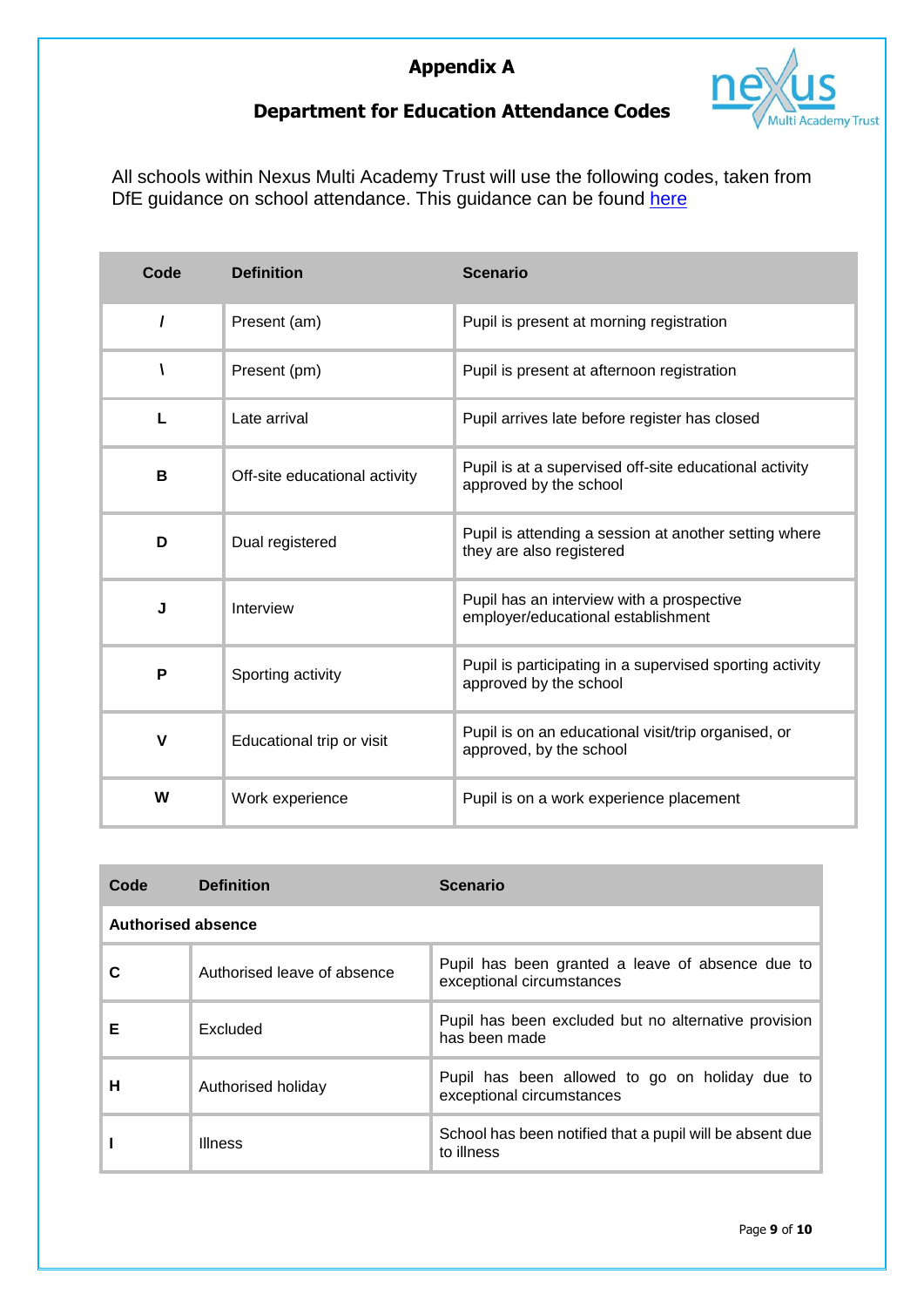# Appendix A

## Department for Education Attendance Codes

All schools within Nexus Multi Academy Trust will use the following codes, taken from DfE guidance on school attendance. This guidance can be found [here]

| Code | Definition | Scenario |
|---|---|---|
| **/** | Present (am) | Pupil is present at morning registration |
| **\** | Present (pm) | Pupil is present at afternoon registration |
| **L** | Late arrival | Pupil arrives late before register has closed |
| **B** | Off-site educational activity | Pupil is at a supervised off-site educational activity approved by the school |
| **D** | Dual registered | Pupil is attending a session at another setting where they are also registered |
| **J** | Interview | Pupil has an interview with a prospective employer/educational establishment |
| **P** | Sporting activity | Pupil is participating in a supervised sporting activity approved by the school |
| **V** | Educational trip or visit | Pupil is on an educational visit/trip organised, or approved, by the school |
| **W** | Work experience | Pupil is on a work experience placement |

| Code | Definition | Scenario |
|---|---|---|
| **Authorised absence** | | |
| **C** | Authorised leave of absence | Pupil has been granted a leave of absence due to exceptional circumstances |
| **E** | Excluded | Pupil has been excluded but no alternative provision has been made |
| **H** | Authorised holiday | Pupil has been allowed to go on holiday due to exceptional circumstances |
| **I** | Illness | School has been notified that a pupil will be absent due to illness |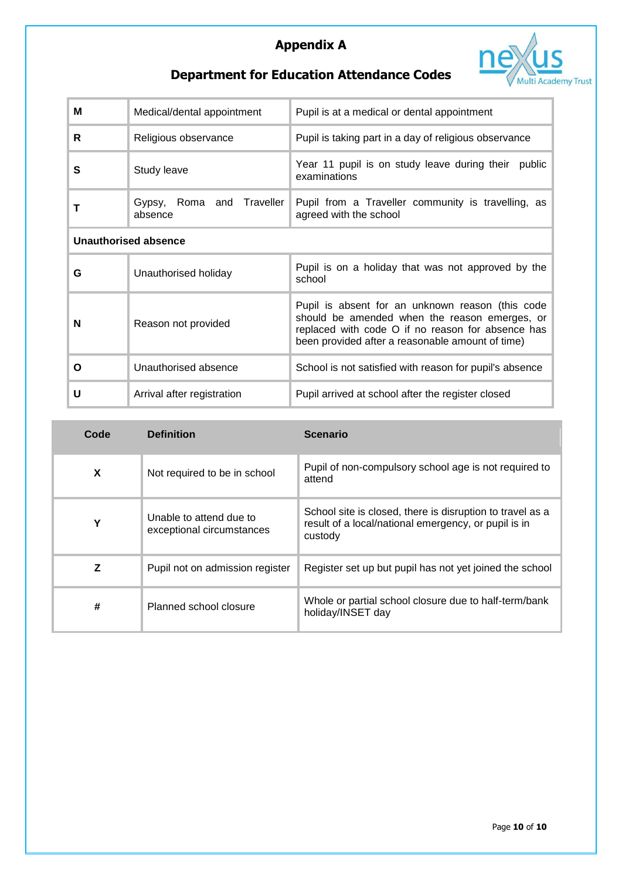# Appendix A

## Department for Education Attendance Codes

| | | |
|---|---|---|
| **M** | Medical/dental appointment | Pupil is at a medical or dental appointment |
| **R** | Religious observance | Pupil is taking part in a day of religious observance |
| **S** | Study leave | Year 11 pupil is on study leave during their public examinations |
| **T** | Gypsy, Roma and Traveller absence | Pupil from a Traveller community is travelling, as agreed with the school |
| **Unauthorised absence** | | |
| **G** | Unauthorised holiday | Pupil is on a holiday that was not approved by the school |
| **N** | Reason not provided | Pupil is absent for an unknown reason (this code should be amended when the reason emerges, or replaced with code O if no reason for absence has been provided after a reasonable amount of time) |
| **O** | Unauthorised absence | School is not satisfied with reason for pupil's absence |
| **U** | Arrival after registration | Pupil arrived at school after the register closed |

| Code | Definition | Scenario |
|---|---|---|
| **X** | Not required to be in school | Pupil of non-compulsory school age is not required to attend |
| **Y** | Unable to attend due to exceptional circumstances | School site is closed, there is disruption to travel as a result of a local/national emergency, or pupil is in custody |
| **Z** | Pupil not on admission register | Register set up but pupil has not yet joined the school |
| **#** | Planned school closure | Whole or partial school closure due to half-term/bank holiday/INSET day |